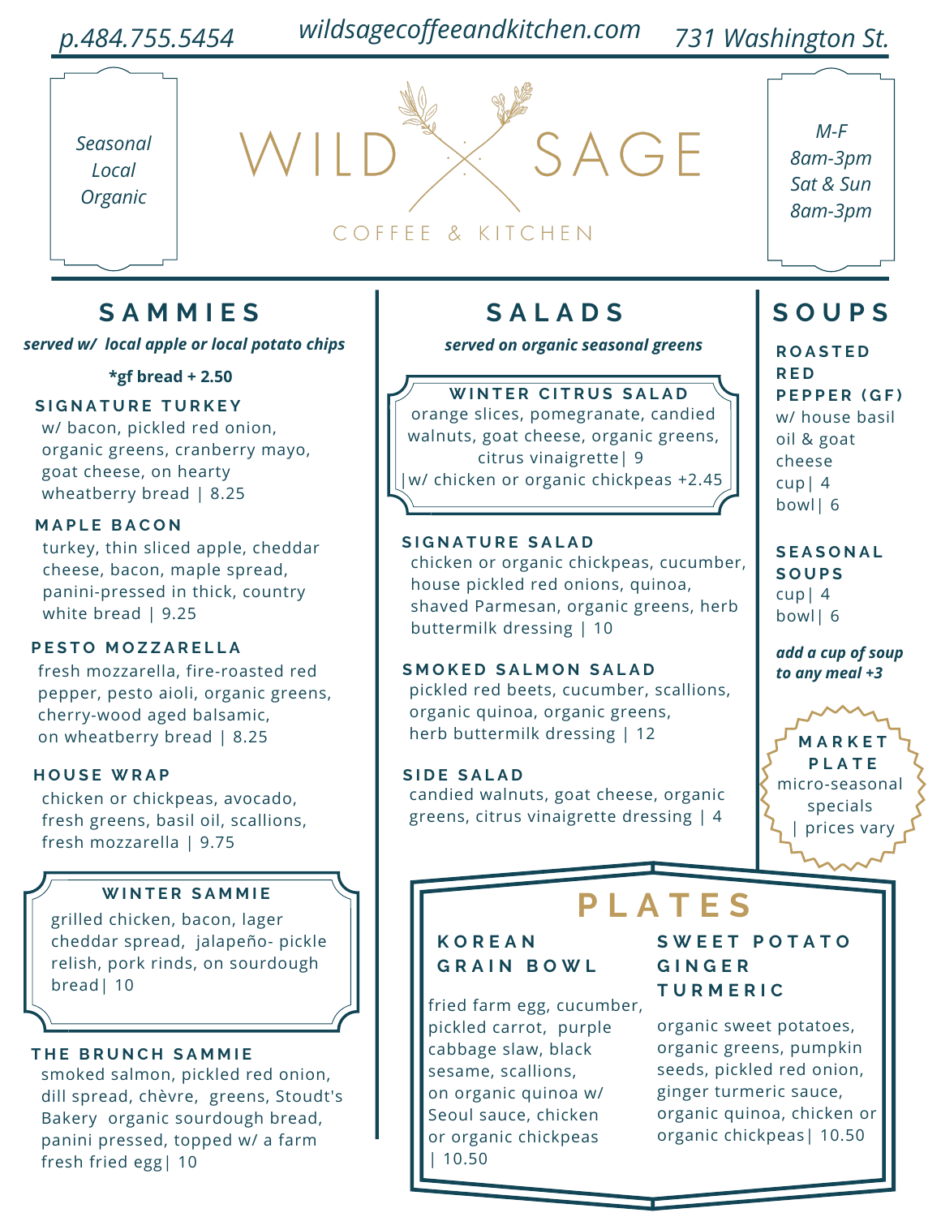p.484.755.5454 | wildsagecoffeeandkitchen.com | 731 Washington St.

*Seasonal*
*Local*
*Organic*

# WILD SAGE

COFFEE & KITCHEN

*M-F*
*8am-3pm*
*Sat & Sun*
*8am-3pm*

## SAMMIES

***served w/ local apple or local potato chips***

***gf bread + 2.50**

### SIGNATURE TURKEY
w/ bacon, pickled red onion, organic greens, cranberry mayo, goat cheese, on hearty wheatberry bread | 8.25

### MAPLE BACON
turkey, thin sliced apple, cheddar cheese, bacon, maple spread, panini-pressed in thick, country white bread | 9.25

### PESTO MOZZARELLA
fresh mozzarella, fire-roasted red pepper, pesto aioli, organic greens, cherry-wood aged balsamic, on wheatberry bread | 8.25

### HOUSE WRAP
chicken or chickpeas, avocado, fresh greens, basil oil, scallions, fresh mozzarella | 9.75

### WINTER SAMMIE
grilled chicken, bacon, lager cheddar spread, jalapeño- pickle relish, pork rinds, on sourdough bread| 10

### THE BRUNCH SAMMIE
smoked salmon, pickled red onion, dill spread, chèvre, greens, Stoudt's Bakery organic sourdough bread, panini pressed, topped w/ a farm fresh fried egg| 10

## SALADS

***served on organic seasonal greens***

### WINTER CITRUS SALAD
orange slices, pomegranate, candied walnuts, goat cheese, organic greens, citrus vinaigrette| 9
|w/ chicken or organic chickpeas +2.45

### SIGNATURE SALAD
chicken or organic chickpeas, cucumber, house pickled red onions, quinoa, shaved Parmesan, organic greens, herb buttermilk dressing | 10

### SMOKED SALMON SALAD
pickled red beets, cucumber, scallions, organic quinoa, organic greens, herb buttermilk dressing | 12

### SIDE SALAD
candied walnuts, goat cheese, organic greens, citrus vinaigrette dressing | 4

## SOUPS

### ROASTED RED PEPPER (GF)
w/ house basil oil & goat cheese
cup| 4
bowl| 6

### SEASONAL SOUPS
cup| 4
bowl| 6

***add a cup of soup to any meal +3***

### MARKET PLATE
micro-seasonal specials
| prices vary

## PLATES

### KOREAN GRAIN BOWL
fried farm egg, cucumber, pickled carrot, purple cabbage slaw, black sesame, scallions, on organic quinoa w/ Seoul sauce, chicken or organic chickpeas
| 10.50

### SWEET POTATO GINGER TURMERIC
organic sweet potatoes, organic greens, pumpkin seeds, pickled red onion, ginger turmeric sauce, organic quinoa, chicken or organic chickpeas| 10.50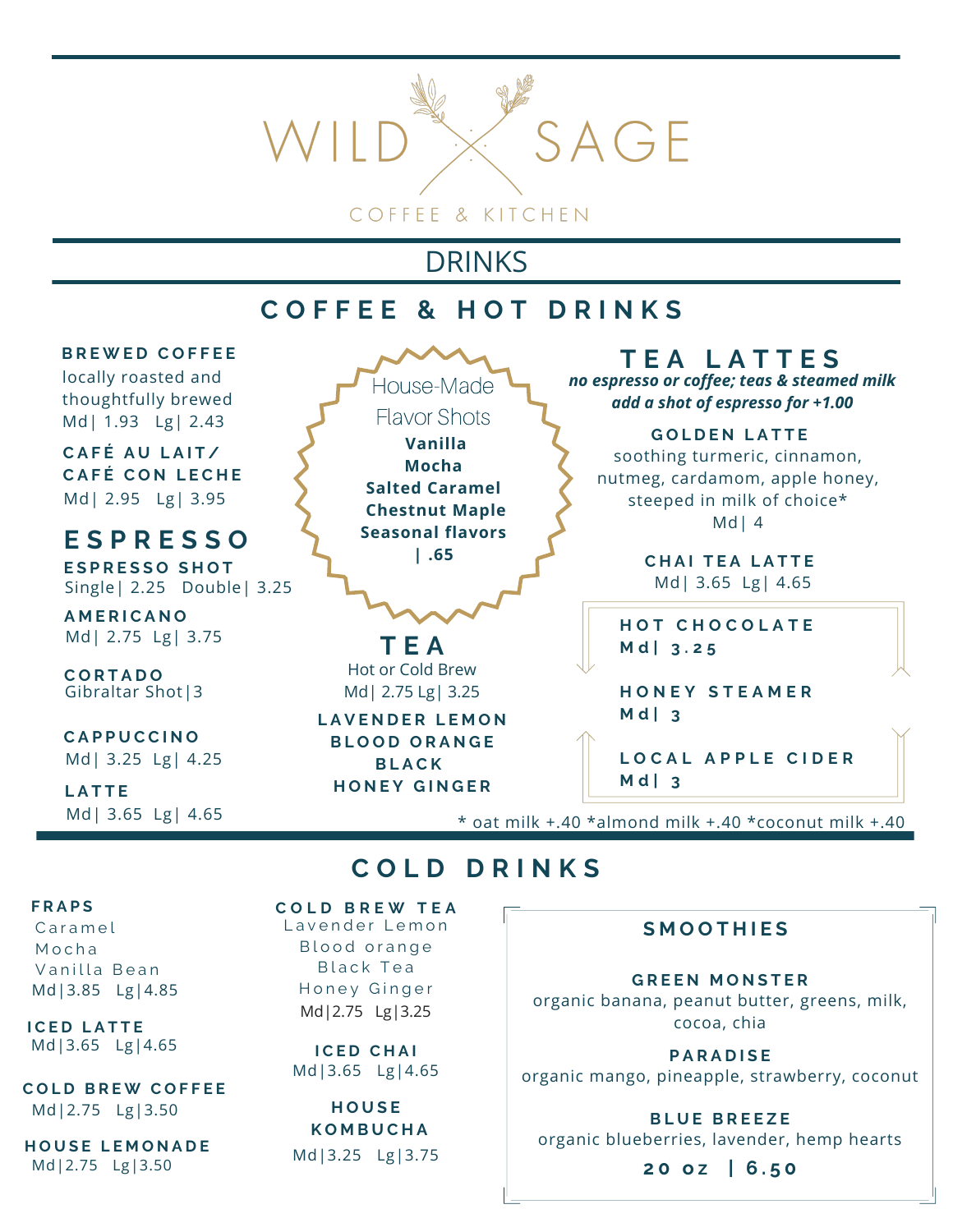# WILD SAGE

COFFEE & KITCHEN

## DRINKS

## COFFEE & HOT DRINKS

**BREWED COFFEE**
locally roasted and thoughtfully brewed
Md| 1.93 Lg| 2.43

**CAFÉ AU LAIT/ CAFÉ CON LECHE**
Md| 2.95 Lg| 3.95

### ESPRESSO

**ESPRESSO SHOT**
Single| 2.25 Double| 3.25

**AMERICANO**
Md| 2.75 Lg| 3.75

**CORTADO**
Gibraltar Shot|3

**CAPPUCCINO**
Md| 3.25 Lg| 4.25

**LATTE**
Md| 3.65 Lg| 4.65

### House-Made Flavor Shots

**Vanilla**
**Mocha**
**Salted Caramel**
**Chestnut Maple**
**Seasonal flavors**
**| .65**

### TEA

Hot or Cold Brew
Md| 2.75 Lg| 3.25

**LAVENDER LEMON**
**BLOOD ORANGE**
**BLACK**
**HONEY GINGER**

### TEA LATTES

***no espresso or coffee; teas & steamed milk***
***add a shot of espresso for +1.00***

**GOLDEN LATTE**
soothing turmeric, cinnamon, nutmeg, cardamom, apple honey, steeped in milk of choice*
Md| 4

**CHAI TEA LATTE**
Md| 3.65 Lg| 4.65

**HOT CHOCOLATE**
**Md| 3.25**

**HONEY STEAMER**
**Md| 3**

**LOCAL APPLE CIDER**
**Md| 3**

* oat milk +.40 *almond milk +.40 *coconut milk +.40

## COLD DRINKS

**FRAPS**
Caramel
Mocha
Vanilla Bean
Md|3.85 Lg|4.85

**ICED LATTE**
Md|3.65 Lg|4.65

**COLD BREW COFFEE**
Md|2.75 Lg|3.50

**HOUSE LEMONADE**
Md|2.75 Lg|3.50

**COLD BREW TEA**
Lavender Lemon
Blood orange
Black Tea
Honey Ginger
Md|2.75 Lg|3.25

**ICED CHAI**
Md|3.65 Lg|4.65

**HOUSE KOMBUCHA**
Md|3.25 Lg|3.75

### SMOOTHIES

**GREEN MONSTER**
organic banana, peanut butter, greens, milk, cocoa, chia

**PARADISE**
organic mango, pineapple, strawberry, coconut

**BLUE BREEZE**
organic blueberries, lavender, hemp hearts

**20 oz | 6.50**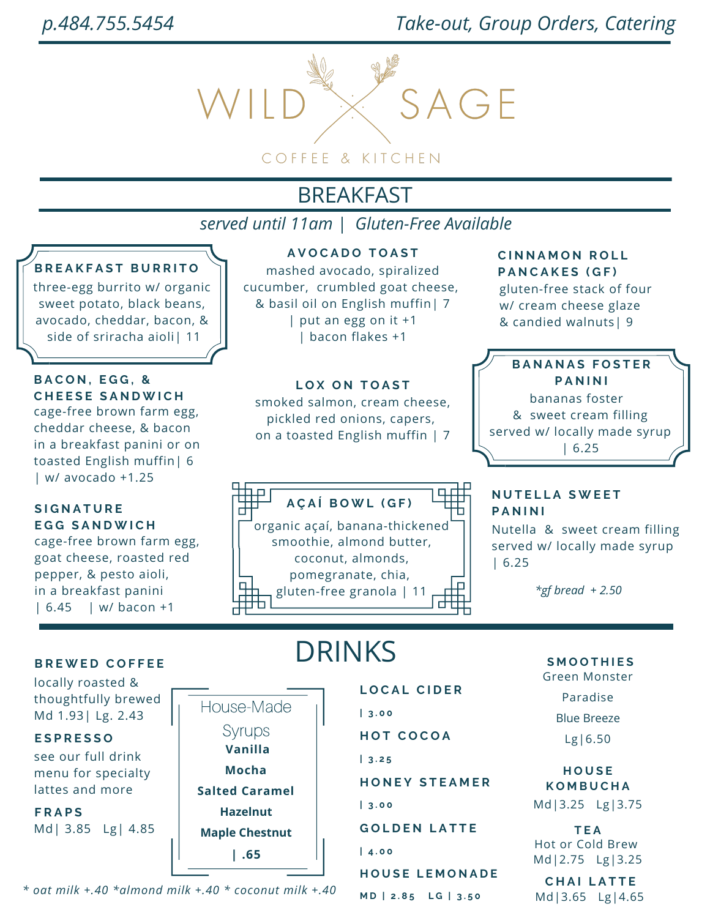p.484.755.5454

Take-out, Group Orders, Catering

# WILD SAGE

COFFEE & KITCHEN

## BREAKFAST

*served until 11am | Gluten-Free Available*

### BREAKFAST BURRITO

three-egg burrito w/ organic sweet potato, black beans, avocado, cheddar, bacon, & side of sriracha aioli| 11

### BACON, EGG, & CHEESE SANDWICH

cage-free brown farm egg, cheddar cheese, & bacon in a breakfast panini or on toasted English muffin| 6
| w/ avocado +1.25

### SIGNATURE EGG SANDWICH

cage-free brown farm egg, goat cheese, roasted red pepper, & pesto aioli, in a breakfast panini
| 6.45 | w/ bacon +1

### AVOCADO TOAST

mashed avocado, spiralized cucumber, crumbled goat cheese, & basil oil on English muffin| 7
| put an egg on it +1
| bacon flakes +1

### LOX ON TOAST

smoked salmon, cream cheese, pickled red onions, capers, on a toasted English muffin | 7

### AÇAÍ BOWL (GF)

organic açaí, banana-thickened smoothie, almond butter, coconut, almonds, pomegranate, chia, gluten-free granola | 11

### CINNAMON ROLL PANCAKES (GF)

gluten-free stack of four w/ cream cheese glaze & candied walnuts| 9

### BANANAS FOSTER PANINI

bananas foster & sweet cream filling served w/ locally made syrup
| 6.25

### NUTELLA SWEET PANINI

Nutella & sweet cream filling served w/ locally made syrup
| 6.25

*\*gf bread + 2.50*

## DRINKS

### BREWED COFFEE

locally roasted & thoughtfully brewed
Md 1.93| Lg. 2.43

### ESPRESSO

see our full drink menu for specialty lattes and more

### FRAPS

Md| 3.85 Lg| 4.85

### House-Made Syrups

**Vanilla**
**Mocha**
**Salted Caramel**
**Hazelnut**
**Maple Chestnut**
**| .65**

*\* oat milk +.40 \*almond milk +.40 \* coconut milk +.40*

### LOCAL CIDER

| 3.00

### HOT COCOA

| 3.25

### HONEY STEAMER

| 3.00

### GOLDEN LATTE

| 4.00

### HOUSE LEMONADE

MD | 2.85 LG | 3.50

### SMOOTHIES

Green Monster
Paradise
Blue Breeze
Lg|6.50

### HOUSE KOMBUCHA

Md|3.25 Lg|3.75

### TEA

Hot or Cold Brew
Md|2.75 Lg|3.25

### CHAI LATTE

Md|3.65 Lg|4.65